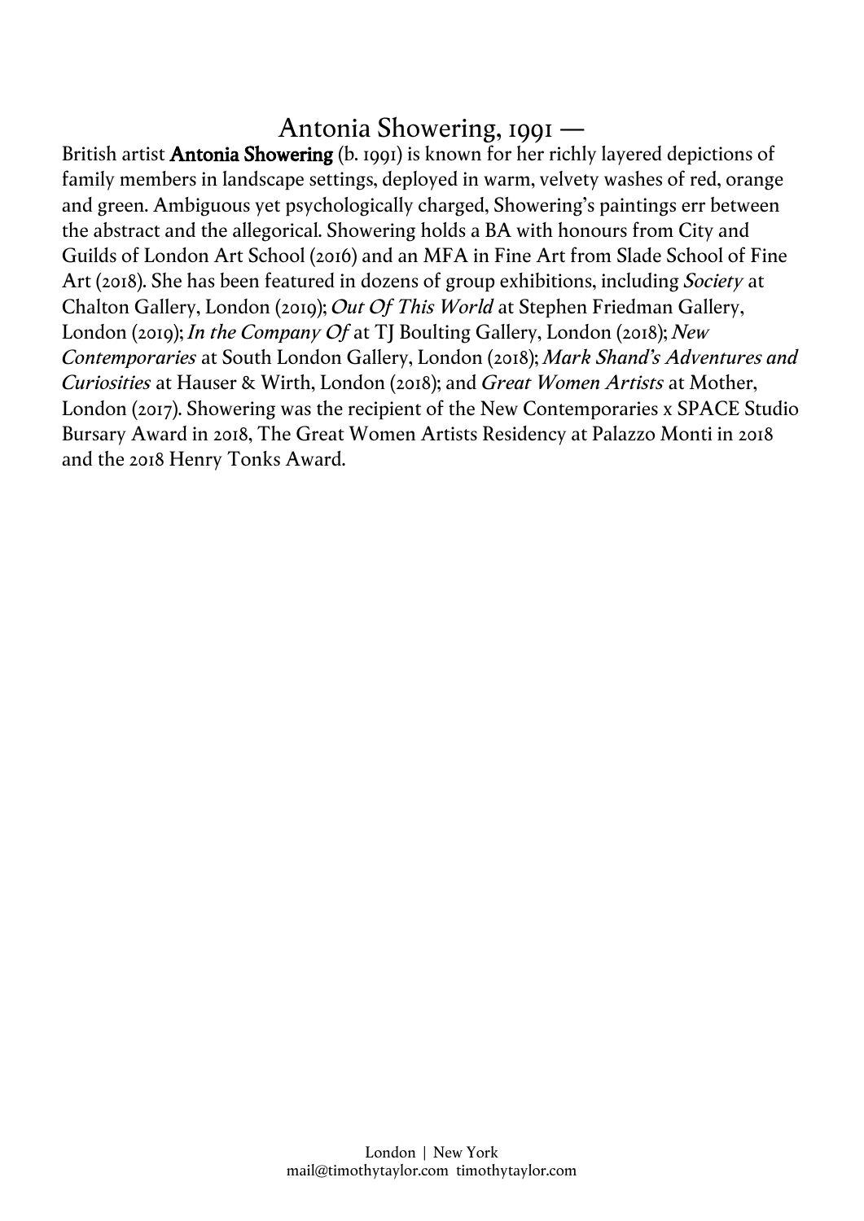# Antonia Showering, 1991 —

British artist **Antonia Showering** (b. 1991) is known for her richly layered depictions of family members in landscape settings, deployed in warm, velvety washes of red, orange and green. Ambiguous yet psychologically charged, Showering's paintings err between the abstract and the allegorical. Showering holds a BA with honours from City and Guilds of London Art School (2016) and an MFA in Fine Art from Slade School of Fine Art (2018). She has been featured in dozens of group exhibitions, including *Society* at Chalton Gallery, London (2019); *Out Of This World* at Stephen Friedman Gallery, London (2019); *In the Company Of* at TJ Boulting Gallery, London (2018); *New Contemporaries* at South London Gallery, London (2018); *Mark Shand's Adventures and Curiosities* at Hauser & Wirth, London (2018); and *Great Women Artists* at Mother, London (2017). Showering was the recipient of the New Contemporaries x SPACE Studio Bursary Award in 2018, The Great Women Artists Residency at Palazzo Monti in 2018 and the 2018 Henry Tonks Award.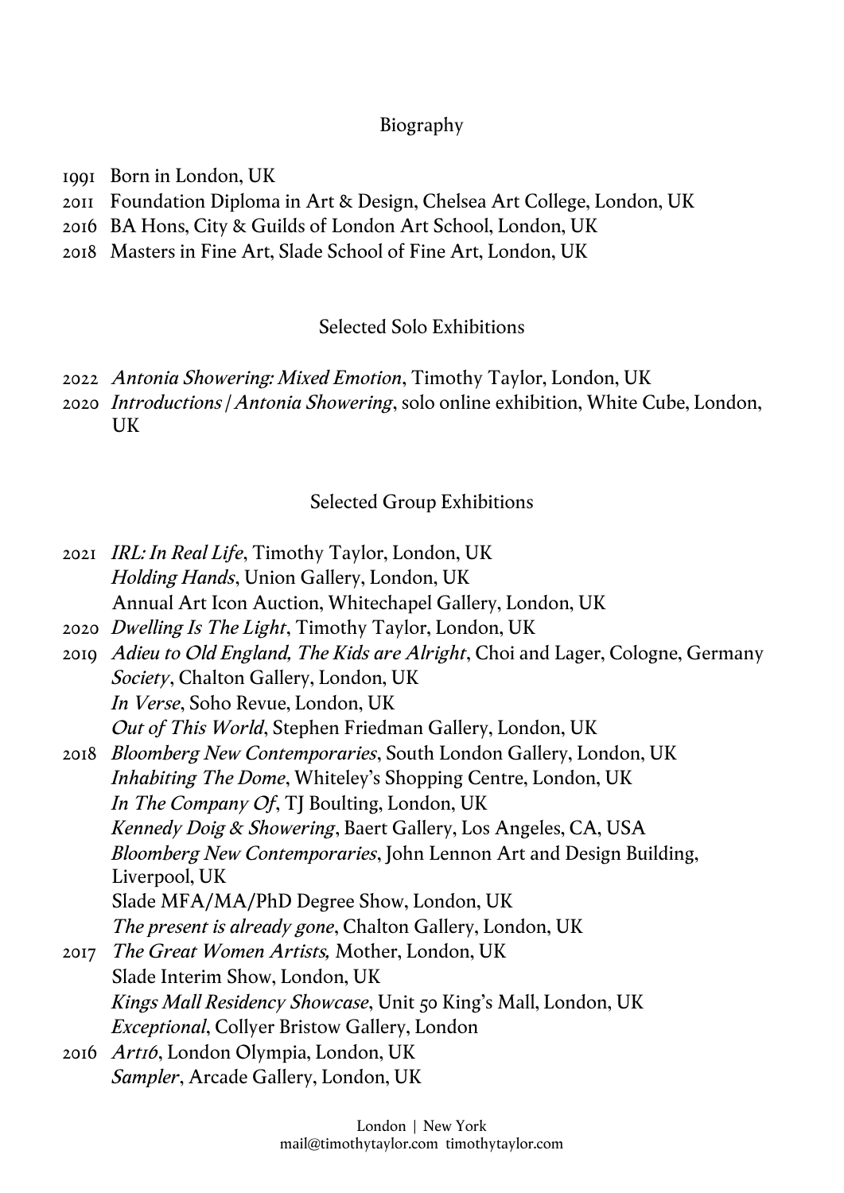## Biography

1991 Born in London, UK
2011 Foundation Diploma in Art & Design, Chelsea Art College, London, UK
2016 BA Hons, City & Guilds of London Art School, London, UK
2018 Masters in Fine Art, Slade School of Fine Art, London, UK

## Selected Solo Exhibitions

2022 *Antonia Showering: Mixed Emotion*, Timothy Taylor, London, UK
2020 *Introductions | Antonia Showering*, solo online exhibition, White Cube, London, UK

## Selected Group Exhibitions

2021 *IRL: In Real Life*, Timothy Taylor, London, UK
*Holding Hands*, Union Gallery, London, UK
Annual Art Icon Auction, Whitechapel Gallery, London, UK
2020 *Dwelling Is The Light*, Timothy Taylor, London, UK
2019 *Adieu to Old England, The Kids are Alright*, Choi and Lager, Cologne, Germany
*Society*, Chalton Gallery, London, UK
*In Verse*, Soho Revue, London, UK
*Out of This World*, Stephen Friedman Gallery, London, UK
2018 *Bloomberg New Contemporaries*, South London Gallery, London, UK
*Inhabiting The Dome*, Whiteley's Shopping Centre, London, UK
*In The Company Of*, TJ Boulting, London, UK
*Kennedy Doig & Showering*, Baert Gallery, Los Angeles, CA, USA
*Bloomberg New Contemporaries*, John Lennon Art and Design Building, Liverpool, UK
Slade MFA/MA/PhD Degree Show, London, UK
*The present is already gone*, Chalton Gallery, London, UK
2017 *The Great Women Artists,* Mother, London, UK
Slade Interim Show, London, UK
*Kings Mall Residency Showcase*, Unit 50 King's Mall, London, UK
*Exceptional*, Collyer Bristow Gallery, London
2016 *Art16*, London Olympia, London, UK
*Sampler*, Arcade Gallery, London, UK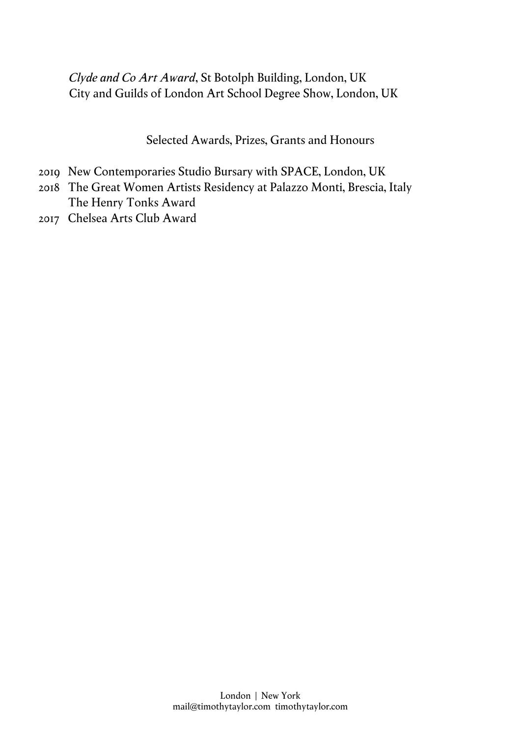*Clyde and Co Art Award*, St Botolph Building, London, UK
City and Guilds of London Art School Degree Show, London, UK

## Selected Awards, Prizes, Grants and Honours

2019 New Contemporaries Studio Bursary with SPACE, London, UK
2018 The Great Women Artists Residency at Palazzo Monti, Brescia, Italy
The Henry Tonks Award
2017 Chelsea Arts Club Award

London | New York
mail@timothytaylor.com timothytaylor.com